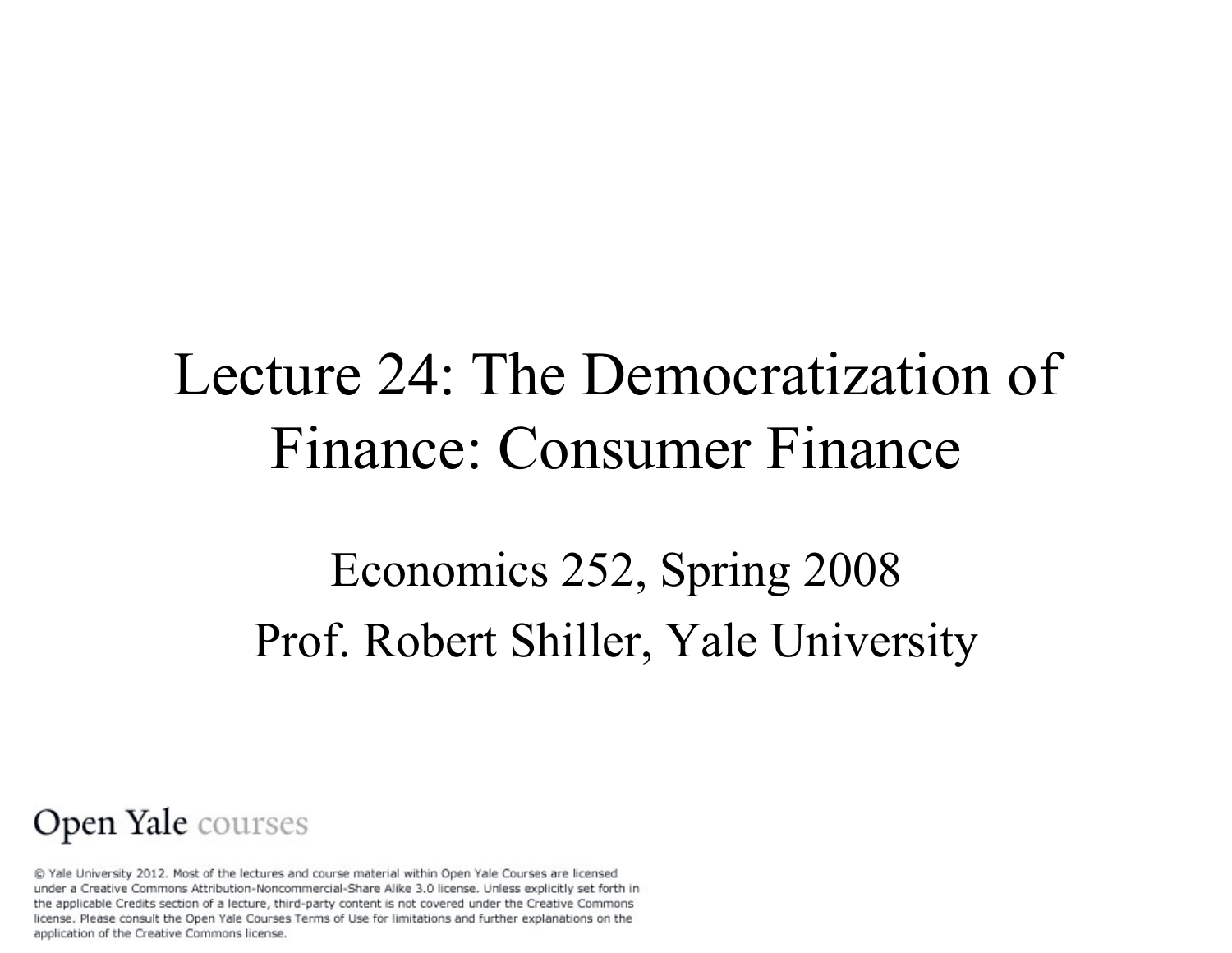# Lecture 24: The Democratization of Finance: Consumer Finance

Economics 252, Spring 2008

Prof. Robert Shiller, Yale University

Open Yale courses

© Yale University 2012. Most of the lectures and course material within Open Yale Courses are licensed under a Creative Commons Attribution-Noncommercial-Share Alike 3.0 license. Unless explicitly set forth in the applicable Credits section of a lecture, third-party content is not covered under the Creative Commons license. Please consult the Open Yale Courses Terms of Use for limitations and further explanations on the application of the Creative Commons license.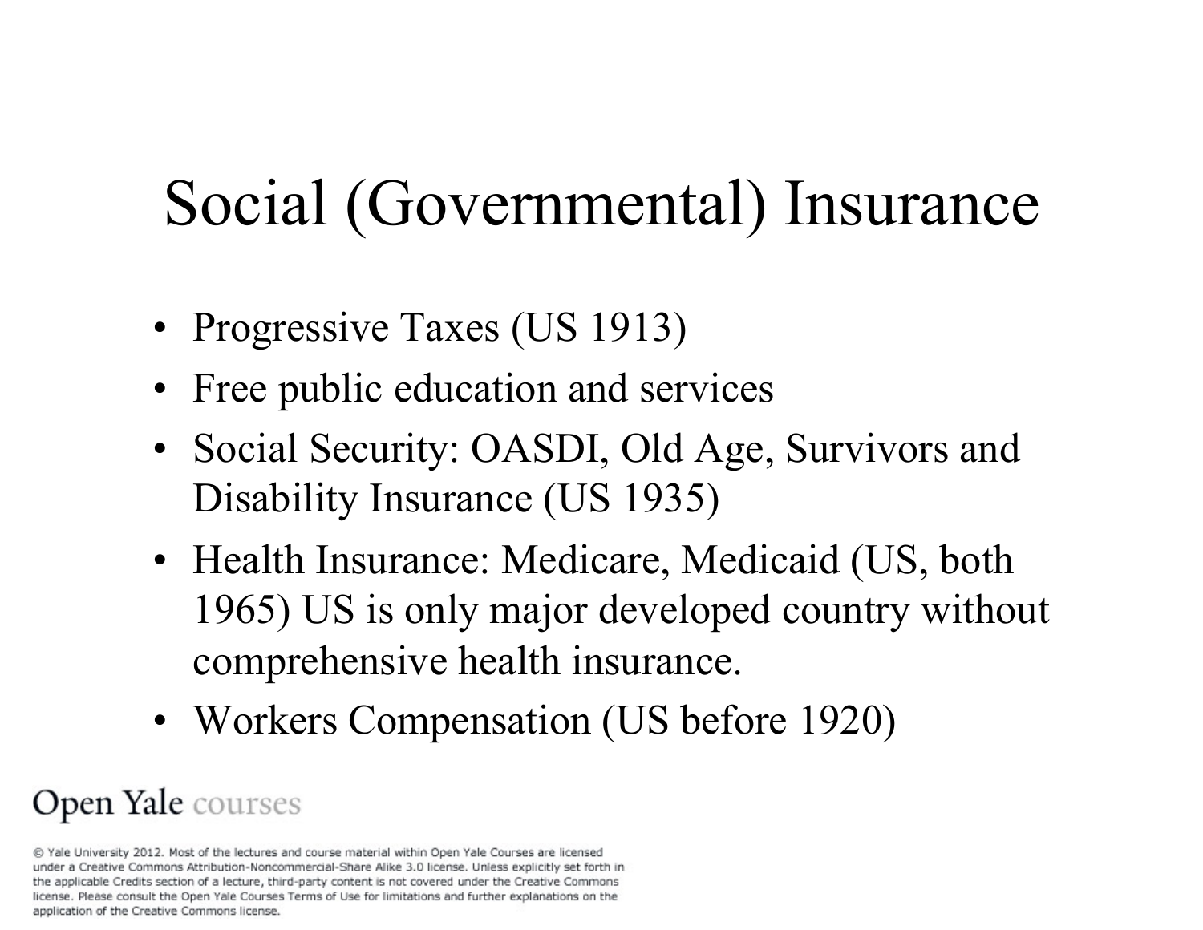# Social (Governmental) Insurance

- Progressive Taxes (US 1913)
- Free public education and services
- Social Security: OASDI, Old Age, Survivors and Disability Insurance (US 1935)
- Health Insurance: Medicare, Medicaid (US, both 1965) US is only major developed country without comprehensive health insurance.
- Workers Compensation (US before 1920)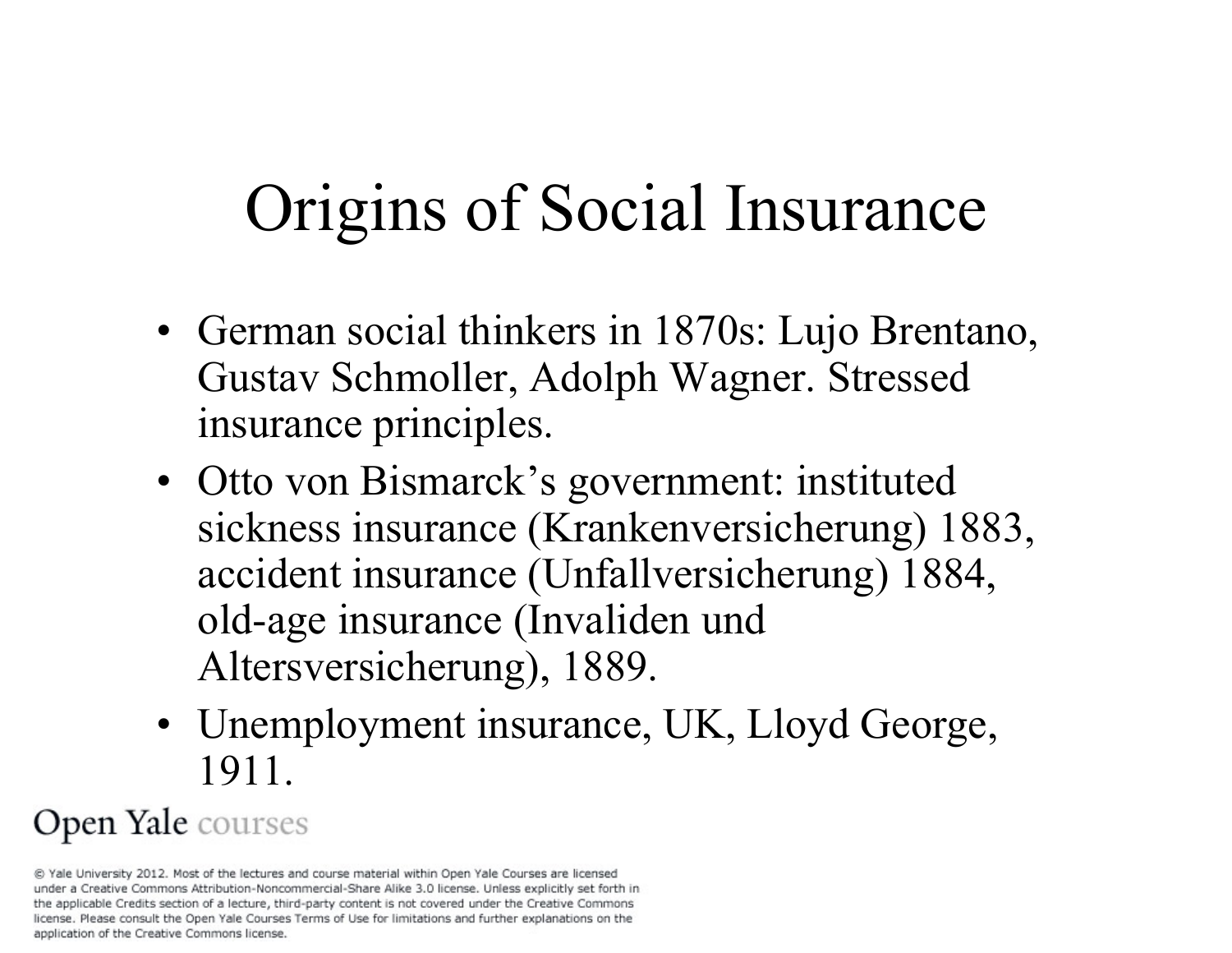# Origins of Social Insurance

- German social thinkers in 1870s: Lujo Brentano, Gustav Schmoller, Adolph Wagner. Stressed insurance principles.
- Otto von Bismarck's government: instituted sickness insurance (Krankenversicherung) 1883, accident insurance (Unfallversicherung) 1884, old-age insurance (Invaliden und Altersversicherung), 1889.
- Unemployment insurance, UK, Lloyd George, 1911.

Open Yale courses

© Yale University 2012. Most of the lectures and course material within Open Yale Courses are licensed under a Creative Commons Attribution-Noncommercial-Share Alike 3.0 license. Unless explicitly set forth in the applicable Credits section of a lecture, third-party content is not covered under the Creative Commons license. Please consult the Open Yale Courses Terms of Use for limitations and further explanations on the application of the Creative Commons license.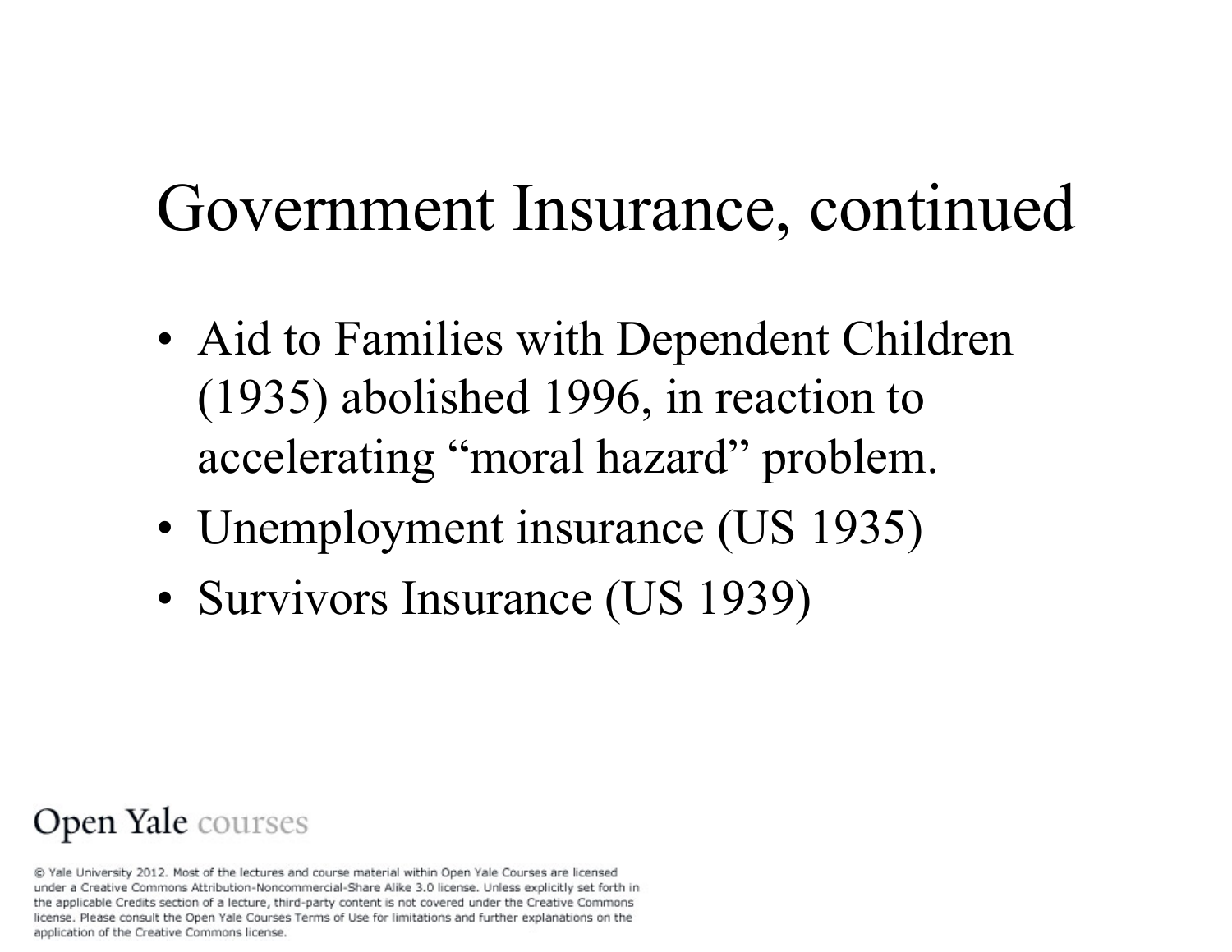# Government Insurance, continued

- Aid to Families with Dependent Children (1935) abolished 1996, in reaction to accelerating “moral hazard” problem.
- Unemployment insurance (US 1935)
- Survivors Insurance (US 1939)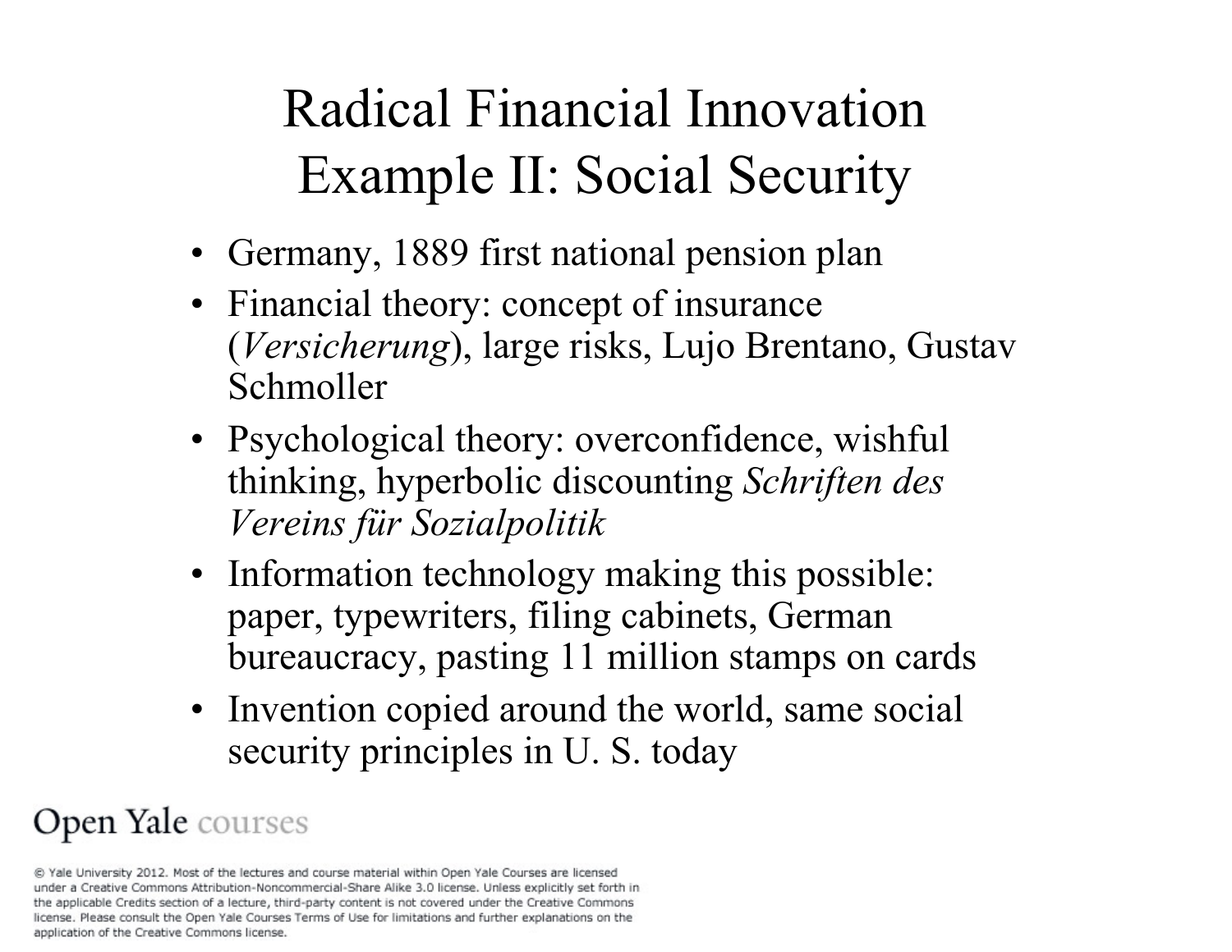# Radical Financial Innovation Example II: Social Security

- Germany, 1889 first national pension plan
- Financial theory: concept of insurance (*Versicherung*), large risks, Lujo Brentano, Gustav Schmoller
- Psychological theory: overconfidence, wishful thinking, hyperbolic discounting *Schriften des Vereins für Sozialpolitik*
- Information technology making this possible: paper, typewriters, filing cabinets, German bureaucracy, pasting 11 million stamps on cards
- Invention copied around the world, same social security principles in U. S. today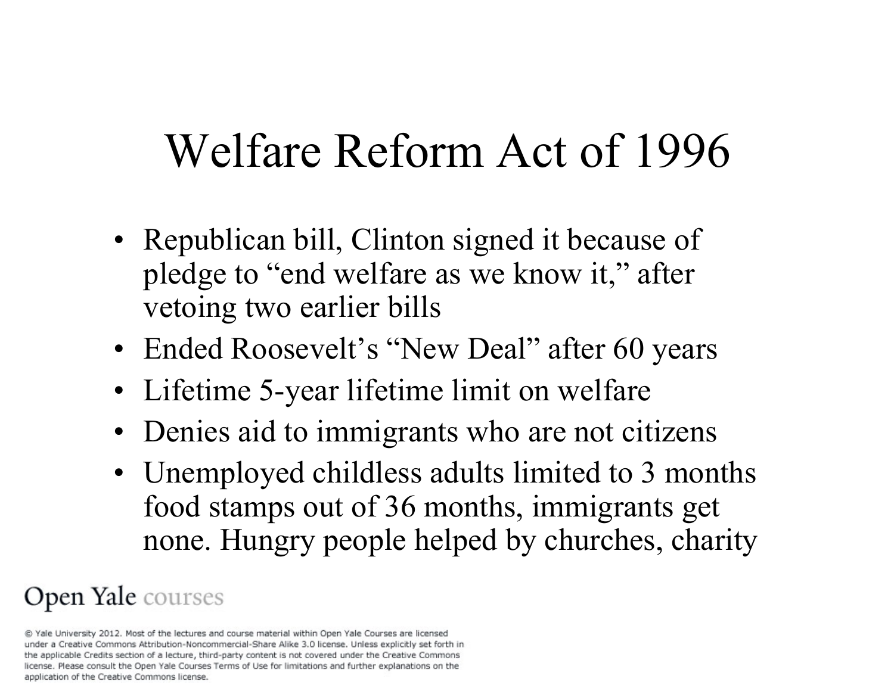# Welfare Reform Act of 1996

- Republican bill, Clinton signed it because of pledge to "end welfare as we know it," after vetoing two earlier bills
- Ended Roosevelt's "New Deal" after 60 years
- Lifetime 5-year lifetime limit on welfare
- Denies aid to immigrants who are not citizens
- Unemployed childless adults limited to 3 months food stamps out of 36 months, immigrants get none. Hungry people helped by churches, charity

Open Yale courses

© Yale University 2012. Most of the lectures and course material within Open Yale Courses are licensed under a Creative Commons Attribution-Noncommercial-Share Alike 3.0 license. Unless explicitly set forth in the applicable Credits section of a lecture, third-party content is not covered under the Creative Commons license. Please consult the Open Yale Courses Terms of Use for limitations and further explanations on the application of the Creative Commons license.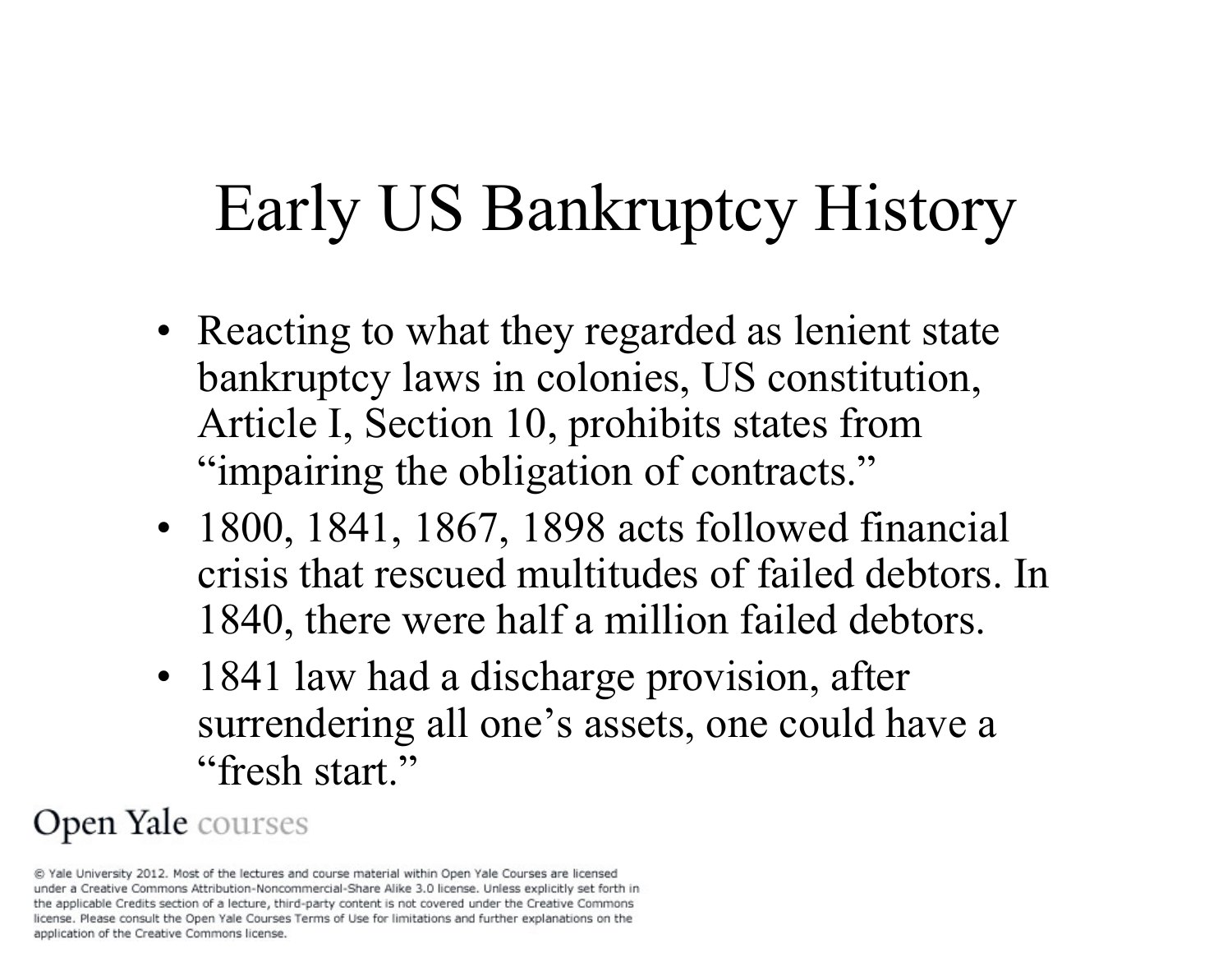# Early US Bankruptcy History

- Reacting to what they regarded as lenient state bankruptcy laws in colonies, US constitution, Article I, Section 10, prohibits states from "impairing the obligation of contracts."
- 1800, 1841, 1867, 1898 acts followed financial crisis that rescued multitudes of failed debtors. In 1840, there were half a million failed debtors.
- 1841 law had a discharge provision, after surrendering all one's assets, one could have a "fresh start."

Open Yale courses

© Yale University 2012. Most of the lectures and course material within Open Yale Courses are licensed under a Creative Commons Attribution-Noncommercial-Share Alike 3.0 license. Unless explicitly set forth in the applicable Credits section of a lecture, third-party content is not covered under the Creative Commons license. Please consult the Open Yale Courses Terms of Use for limitations and further explanations on the application of the Creative Commons license.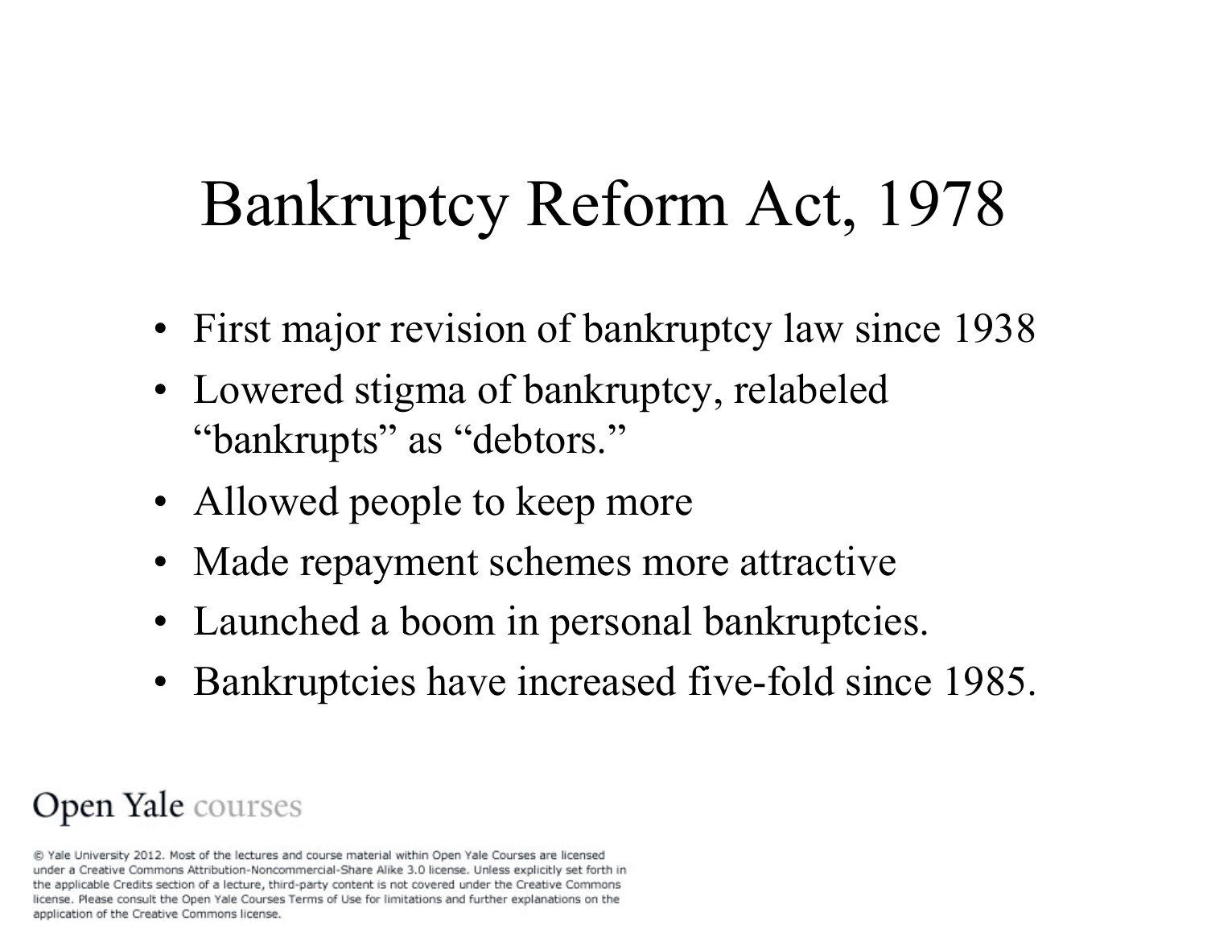# Bankruptcy Reform Act, 1978

- First major revision of bankruptcy law since 1938
- Lowered stigma of bankruptcy, relabeled "bankrupts" as "debtors."
- Allowed people to keep more
- Made repayment schemes more attractive
- Launched a boom in personal bankruptcies.
- Bankruptcies have increased five-fold since 1985.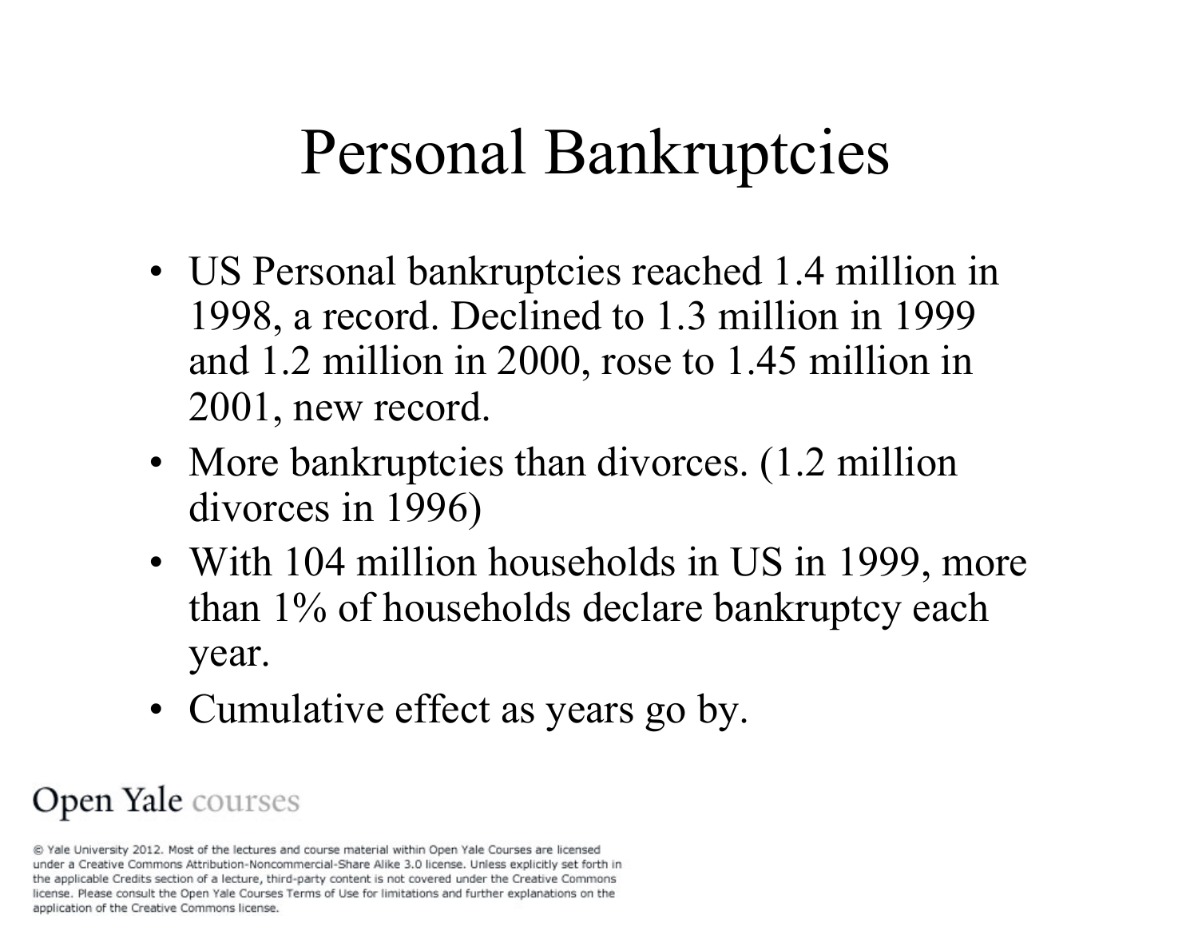# Personal Bankruptcies

- US Personal bankruptcies reached 1.4 million in 1998, a record. Declined to 1.3 million in 1999 and 1.2 million in 2000, rose to 1.45 million in 2001, new record.
- More bankruptcies than divorces. (1.2 million divorces in 1996)
- With 104 million households in US in 1999, more than 1% of households declare bankruptcy each year.
- Cumulative effect as years go by.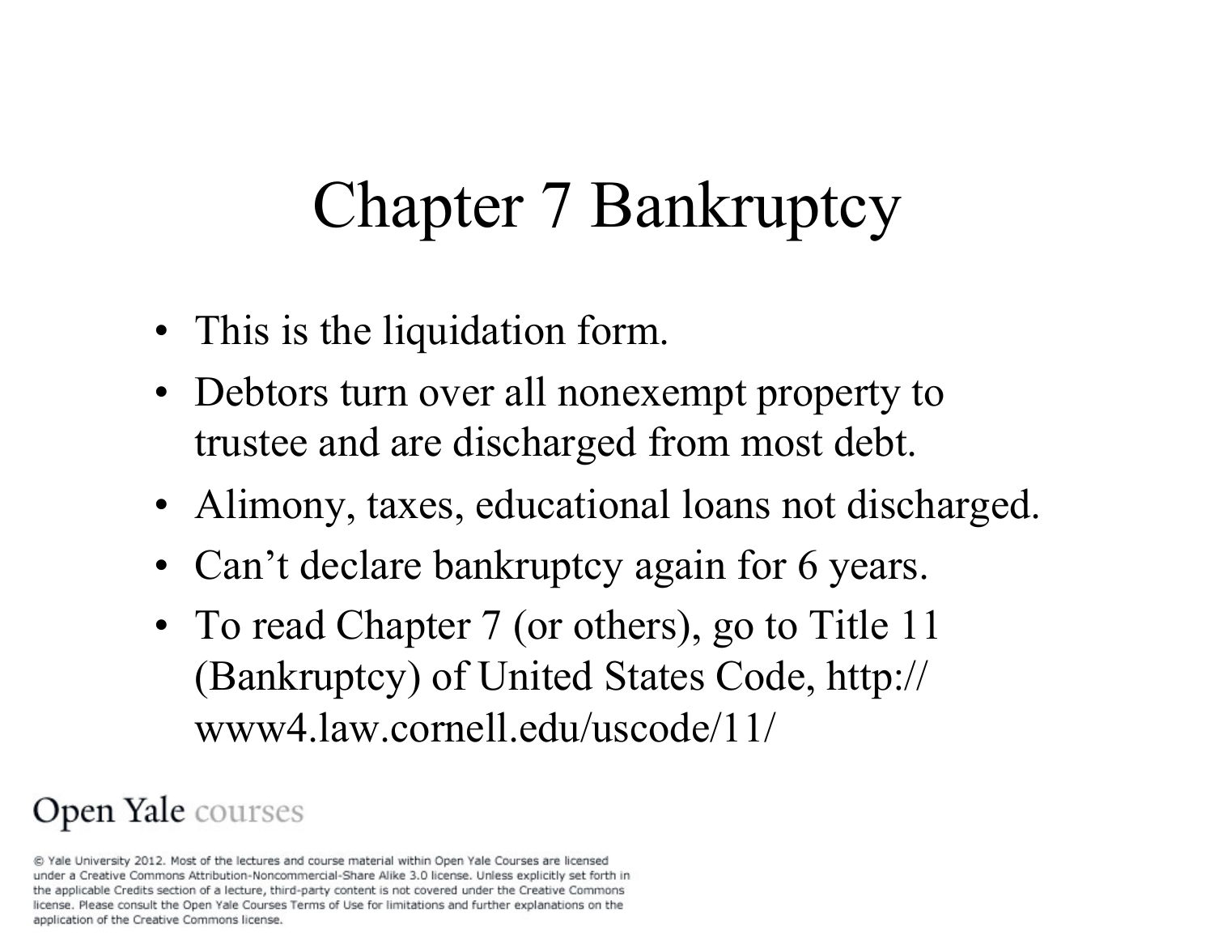# Chapter 7 Bankruptcy

- This is the liquidation form.
- Debtors turn over all nonexempt property to trustee and are discharged from most debt.
- Alimony, taxes, educational loans not discharged.
- Can't declare bankruptcy again for 6 years.
- To read Chapter 7 (or others), go to Title 11 (Bankruptcy) of United States Code, http://www4.law.cornell.edu/uscode/11/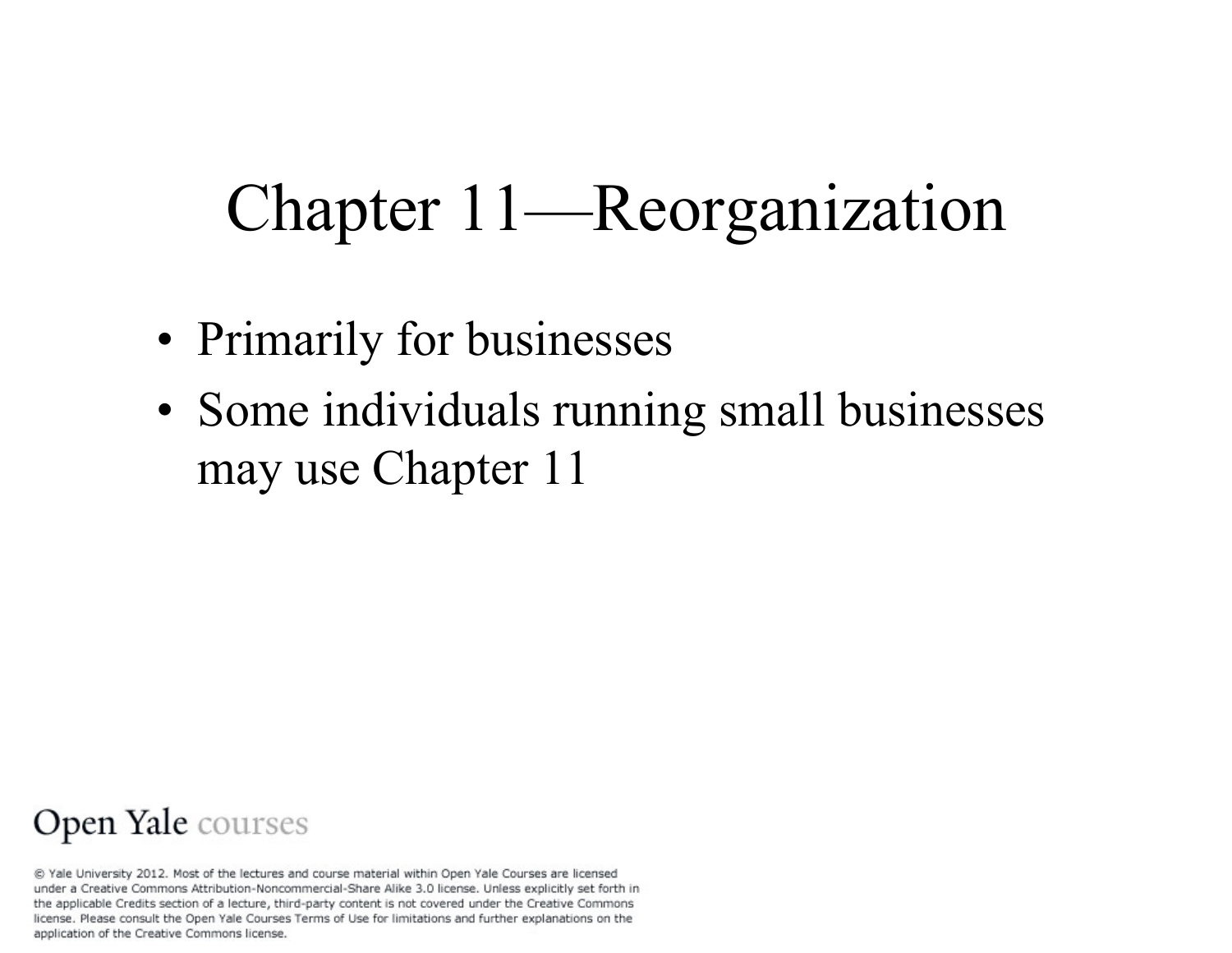# Chapter 11—Reorganization

- Primarily for businesses
- Some individuals running small businesses may use Chapter 11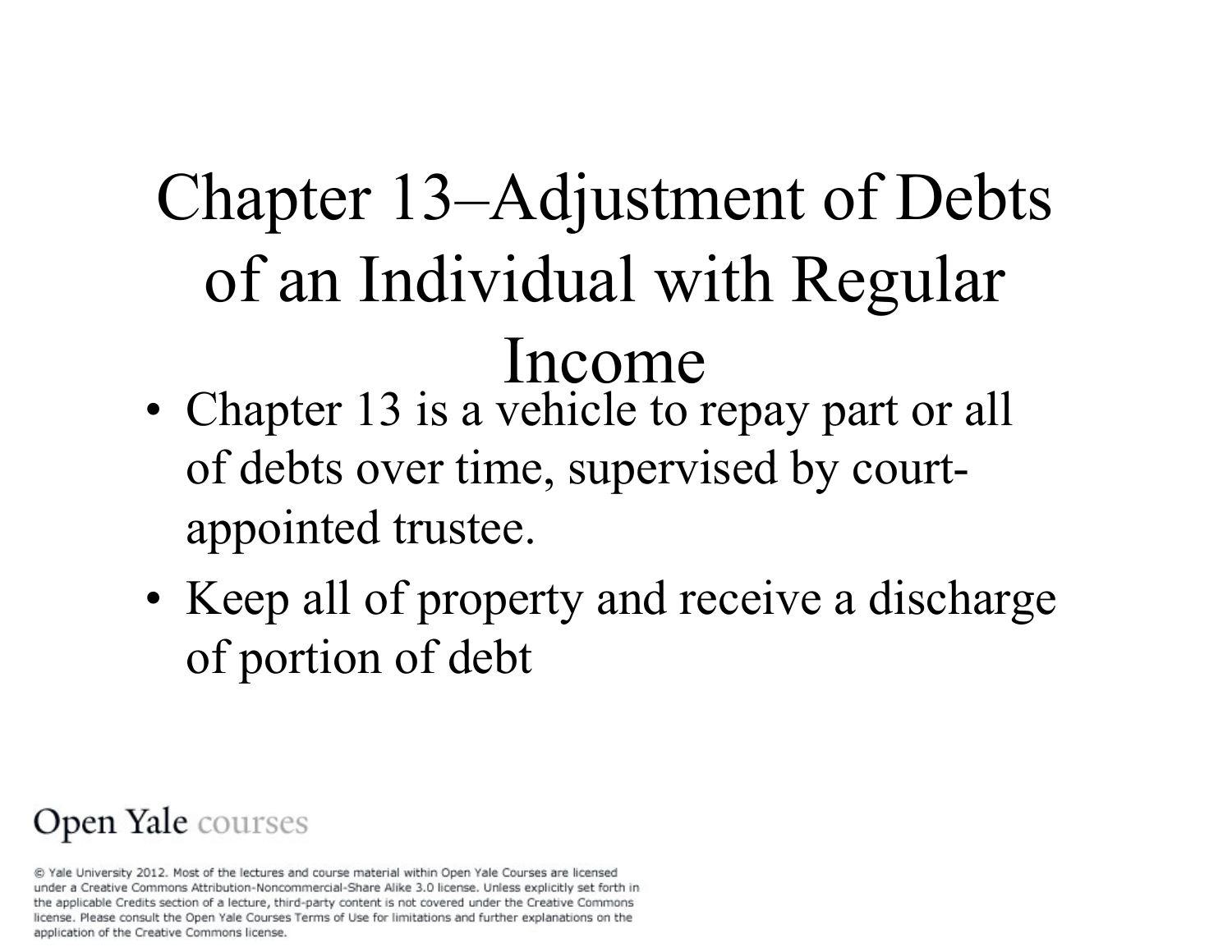# Chapter 13–Adjustment of Debts of an Individual with Regular Income

- Chapter 13 is a vehicle to repay part or all of debts over time, supervised by court-appointed trustee.
- Keep all of property and receive a discharge of portion of debt

Open Yale courses

© Yale University 2012. Most of the lectures and course material within Open Yale Courses are licensed under a Creative Commons Attribution-Noncommercial-Share Alike 3.0 license. Unless explicitly set forth in the applicable Credits section of a lecture, third-party content is not covered under the Creative Commons license. Please consult the Open Yale Courses Terms of Use for limitations and further explanations on the application of the Creative Commons license.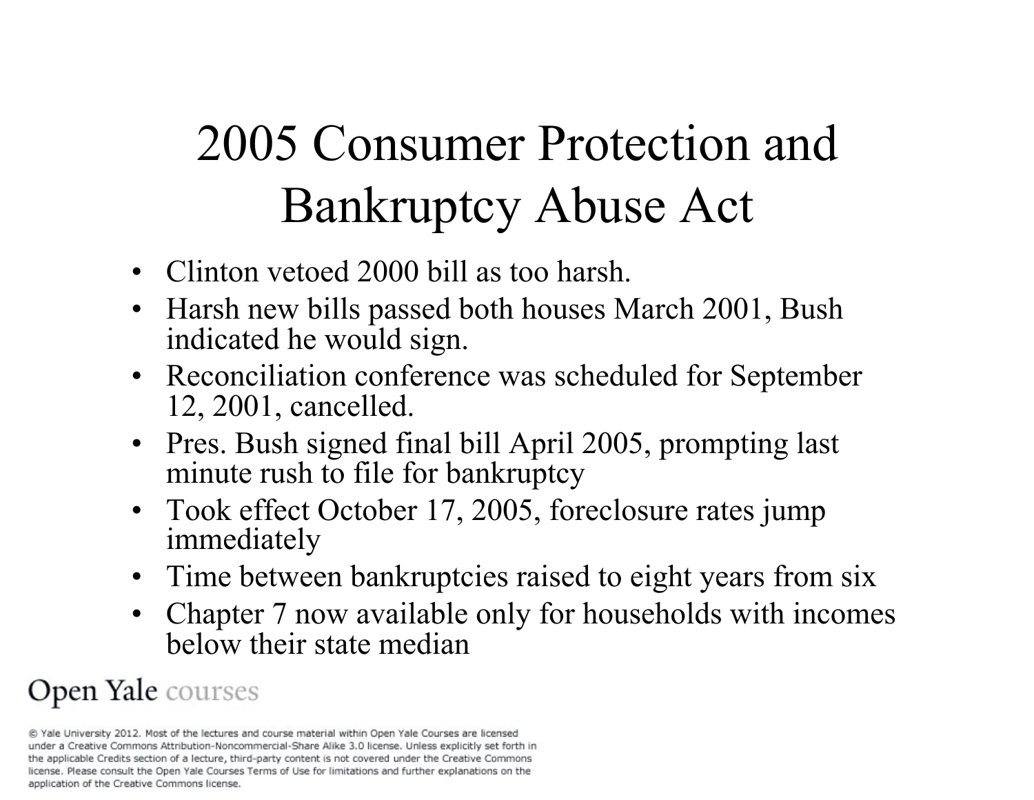# 2005 Consumer Protection and Bankruptcy Abuse Act

- Clinton vetoed 2000 bill as too harsh.
- Harsh new bills passed both houses March 2001, Bush indicated he would sign.
- Reconciliation conference was scheduled for September 12, 2001, cancelled.
- Pres. Bush signed final bill April 2005, prompting last minute rush to file for bankruptcy
- Took effect October 17, 2005, foreclosure rates jump immediately
- Time between bankruptcies raised to eight years from six
- Chapter 7 now available only for households with incomes below their state median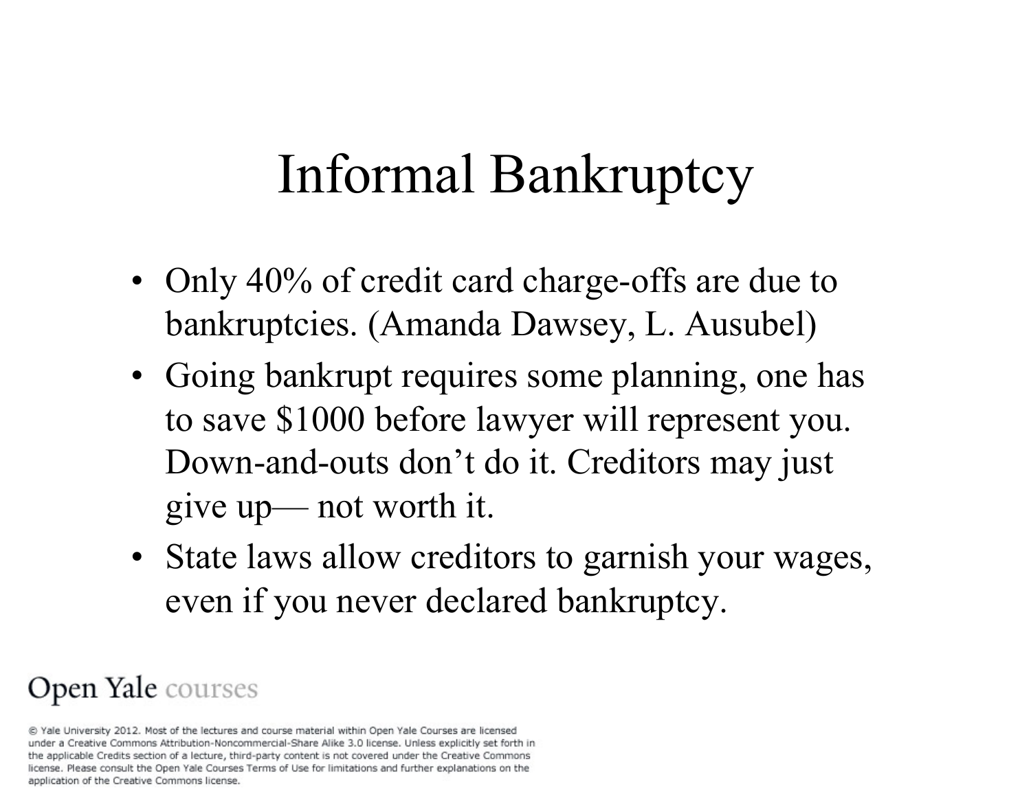# Informal Bankruptcy

- Only 40% of credit card charge-offs are due to bankruptcies. (Amanda Dawsey, L. Ausubel)
- Going bankrupt requires some planning, one has to save $1000 before lawyer will represent you. Down-and-outs don't do it. Creditors may just give up— not worth it.
- State laws allow creditors to garnish your wages, even if you never declared bankruptcy.

Open Yale courses

© Yale University 2012. Most of the lectures and course material within Open Yale Courses are licensed under a Creative Commons Attribution-Noncommercial-Share Alike 3.0 license. Unless explicitly set forth in the applicable Credits section of a lecture, third-party content is not covered under the Creative Commons license. Please consult the Open Yale Courses Terms of Use for limitations and further explanations on the application of the Creative Commons license.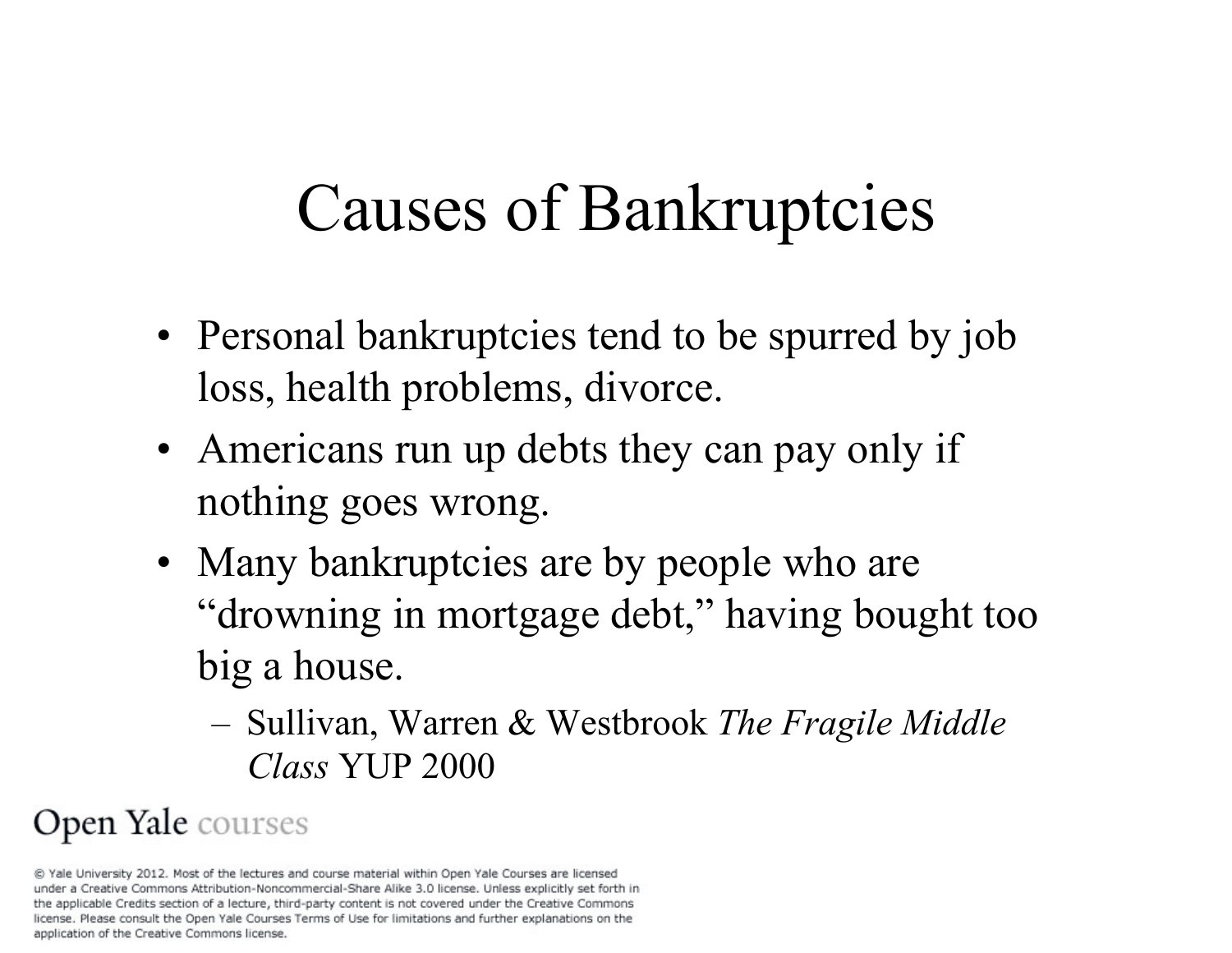# Causes of Bankruptcies

- Personal bankruptcies tend to be spurred by job loss, health problems, divorce.
- Americans run up debts they can pay only if nothing goes wrong.
- Many bankruptcies are by people who are "drowning in mortgage debt," having bought too big a house.
  - Sullivan, Warren & Westbrook *The Fragile Middle Class* YUP 2000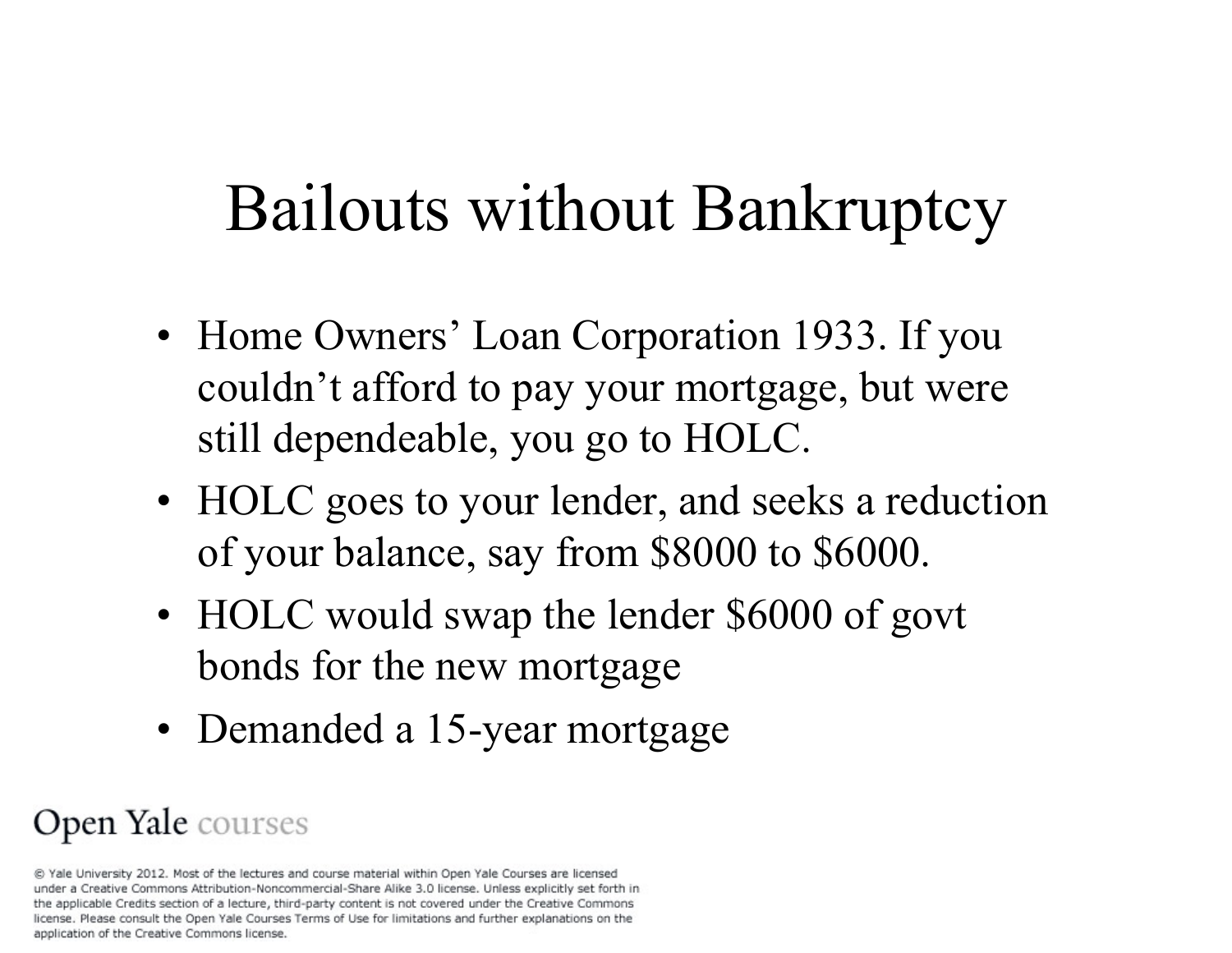# Bailouts without Bankruptcy

- Home Owners’ Loan Corporation 1933. If you couldn’t afford to pay your mortgage, but were still dependeable, you go to HOLC.
- HOLC goes to your lender, and seeks a reduction of your balance, say from $8000 to $6000.
- HOLC would swap the lender $6000 of govt bonds for the new mortgage
- Demanded a 15-year mortgage

Open Yale courses

© Yale University 2012. Most of the lectures and course material within Open Yale Courses are licensed under a Creative Commons Attribution-Noncommercial-Share Alike 3.0 license. Unless explicitly set forth in the applicable Credits section of a lecture, third-party content is not covered under the Creative Commons license. Please consult the Open Yale Courses Terms of Use for limitations and further explanations on the application of the Creative Commons license.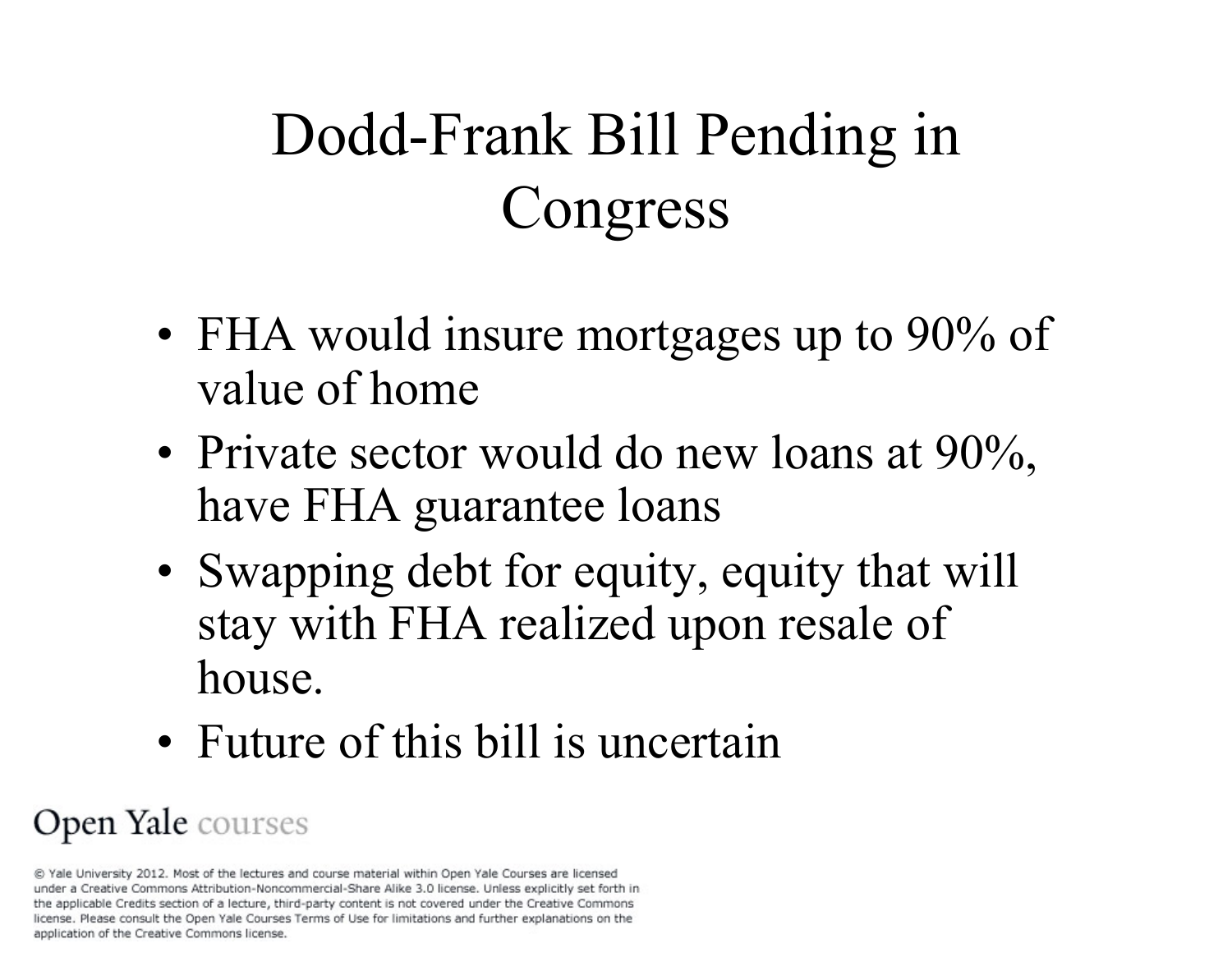# Dodd-Frank Bill Pending in Congress

- FHA would insure mortgages up to 90% of value of home
- Private sector would do new loans at 90%, have FHA guarantee loans
- Swapping debt for equity, equity that will stay with FHA realized upon resale of house.
- Future of this bill is uncertain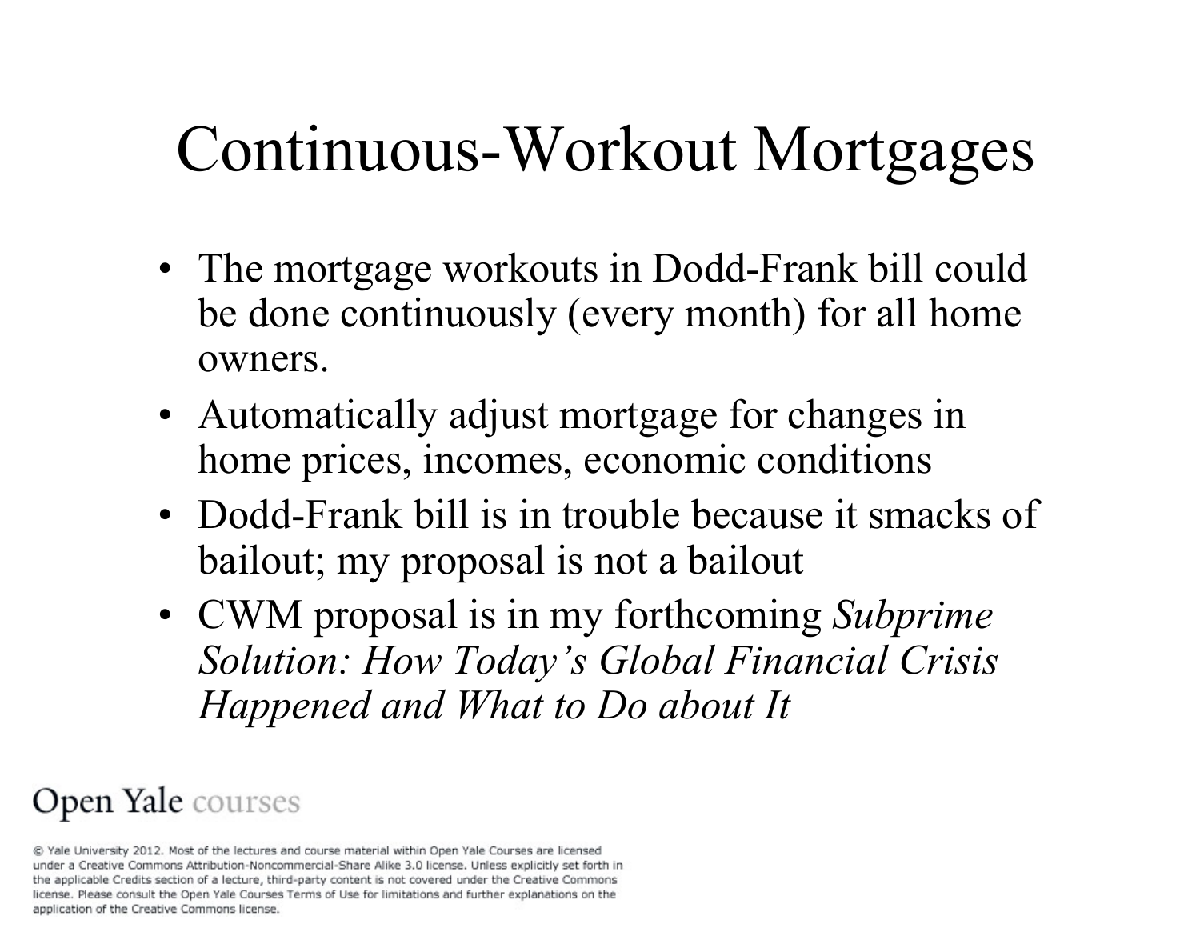# Continuous-Workout Mortgages

- The mortgage workouts in Dodd-Frank bill could be done continuously (every month) for all home owners.
- Automatically adjust mortgage for changes in home prices, incomes, economic conditions
- Dodd-Frank bill is in trouble because it smacks of bailout; my proposal is not a bailout
- CWM proposal is in my forthcoming *Subprime Solution: How Today's Global Financial Crisis Happened and What to Do about It*

Open Yale courses

© Yale University 2012. Most of the lectures and course material within Open Yale Courses are licensed under a Creative Commons Attribution-Noncommercial-Share Alike 3.0 license. Unless explicitly set forth in the applicable Credits section of a lecture, third-party content is not covered under the Creative Commons license. Please consult the Open Yale Courses Terms of Use for limitations and further explanations on the application of the Creative Commons license.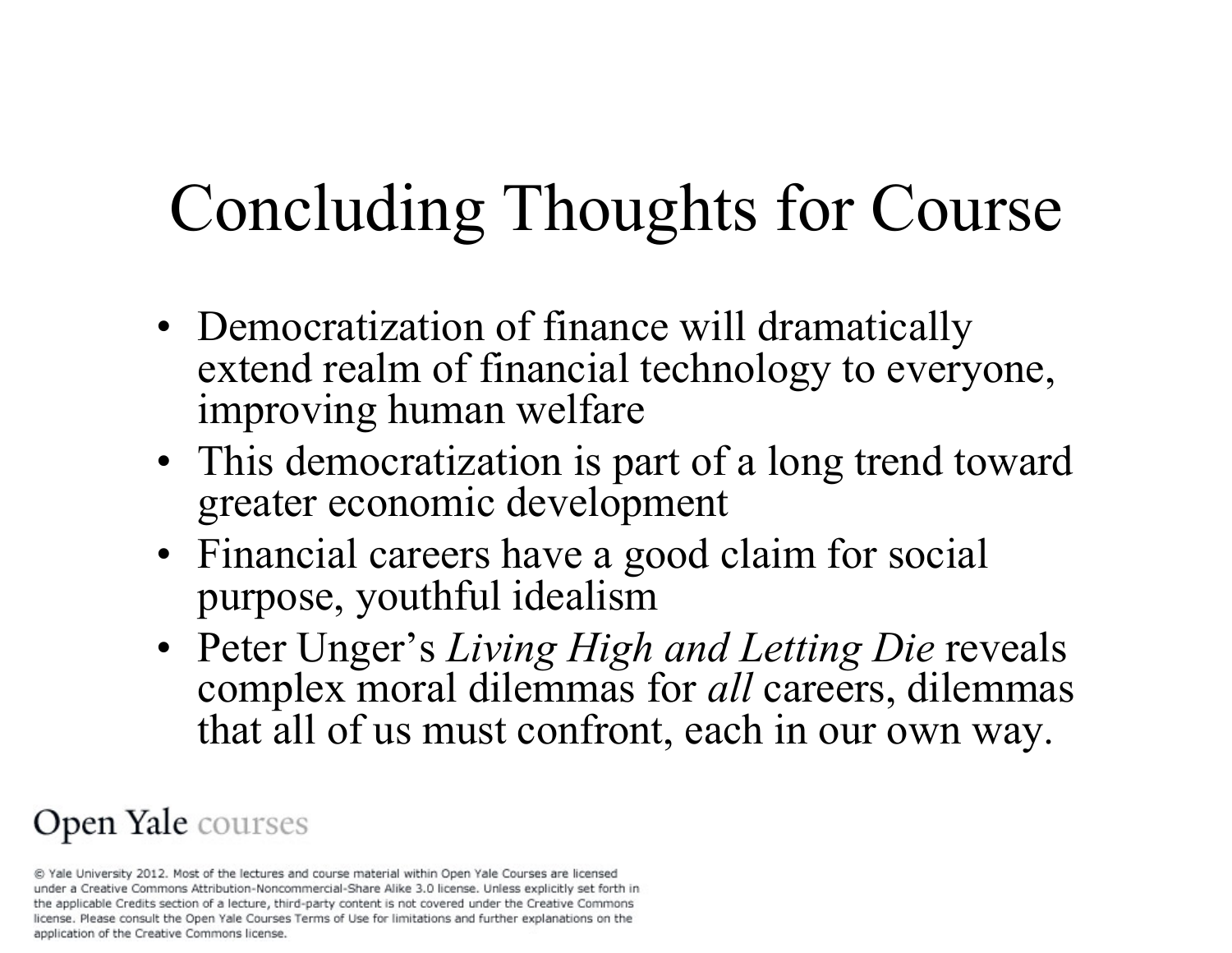# Concluding Thoughts for Course

- Democratization of finance will dramatically extend realm of financial technology to everyone, improving human welfare
- This democratization is part of a long trend toward greater economic development
- Financial careers have a good claim for social purpose, youthful idealism
- Peter Unger's *Living High and Letting Die* reveals complex moral dilemmas for *all* careers, dilemmas that all of us must confront, each in our own way.

Open Yale courses

© Yale University 2012. Most of the lectures and course material within Open Yale Courses are licensed under a Creative Commons Attribution-Noncommercial-Share Alike 3.0 license. Unless explicitly set forth in the applicable Credits section of a lecture, third-party content is not covered under the Creative Commons license. Please consult the Open Yale Courses Terms of Use for limitations and further explanations on the application of the Creative Commons license.